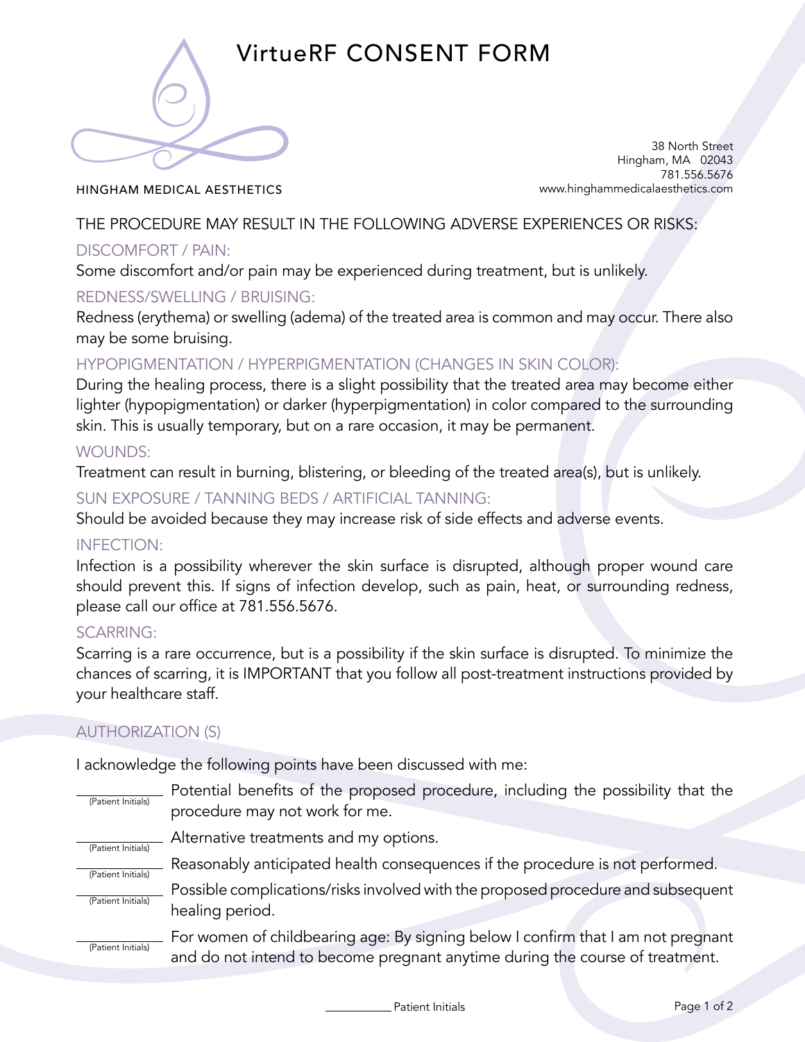# VirtueRF CONSENT FORM

HINGHAM MEDICAL AESTHETICS

38 North Street
Hingham, MA 02043
781.556.5676
www.hinghammedicalaesthetics.com

## THE PROCEDURE MAY RESULT IN THE FOLLOWING ADVERSE EXPERIENCES OR RISKS:

### DISCOMFORT / PAIN:

Some discomfort and/or pain may be experienced during treatment, but is unlikely.

### REDNESS/SWELLING / BRUISING:

Redness (erythema) or swelling (adema) of the treated area is common and may occur. There also may be some bruising.

### HYPOPIGMENTATION / HYPERPIGMENTATION (CHANGES IN SKIN COLOR):

During the healing process, there is a slight possibility that the treated area may become either lighter (hypopigmentation) or darker (hyperpigmentation) in color compared to the surrounding skin. This is usually temporary, but on a rare occasion, it may be permanent.

### WOUNDS:

Treatment can result in burning, blistering, or bleeding of the treated area(s), but is unlikely.

### SUN EXPOSURE / TANNING BEDS / ARTIFICIAL TANNING:

Should be avoided because they may increase risk of side effects and adverse events.

### INFECTION:

Infection is a possibility wherever the skin surface is disrupted, although proper wound care should prevent this. If signs of infection develop, such as pain, heat, or surrounding redness, please call our office at 781.556.5676.

### SCARRING:

Scarring is a rare occurrence, but is a possibility if the skin surface is disrupted. To minimize the chances of scarring, it is IMPORTANT that you follow all post-treatment instructions provided by your healthcare staff.

## AUTHORIZATION (S)

I acknowledge the following points have been discussed with me:

_______ (Patient Initials) Potential benefits of the proposed procedure, including the possibility that the procedure may not work for me.

_______ (Patient Initials) Alternative treatments and my options.

_______ (Patient Initials) Reasonably anticipated health consequences if the procedure is not performed.

_______ (Patient Initials) Possible complications/risks involved with the proposed procedure and subsequent healing period.

_______ (Patient Initials) For women of childbearing age: By signing below I confirm that I am not pregnant and do not intend to become pregnant anytime during the course of treatment.

_______ Patient Initials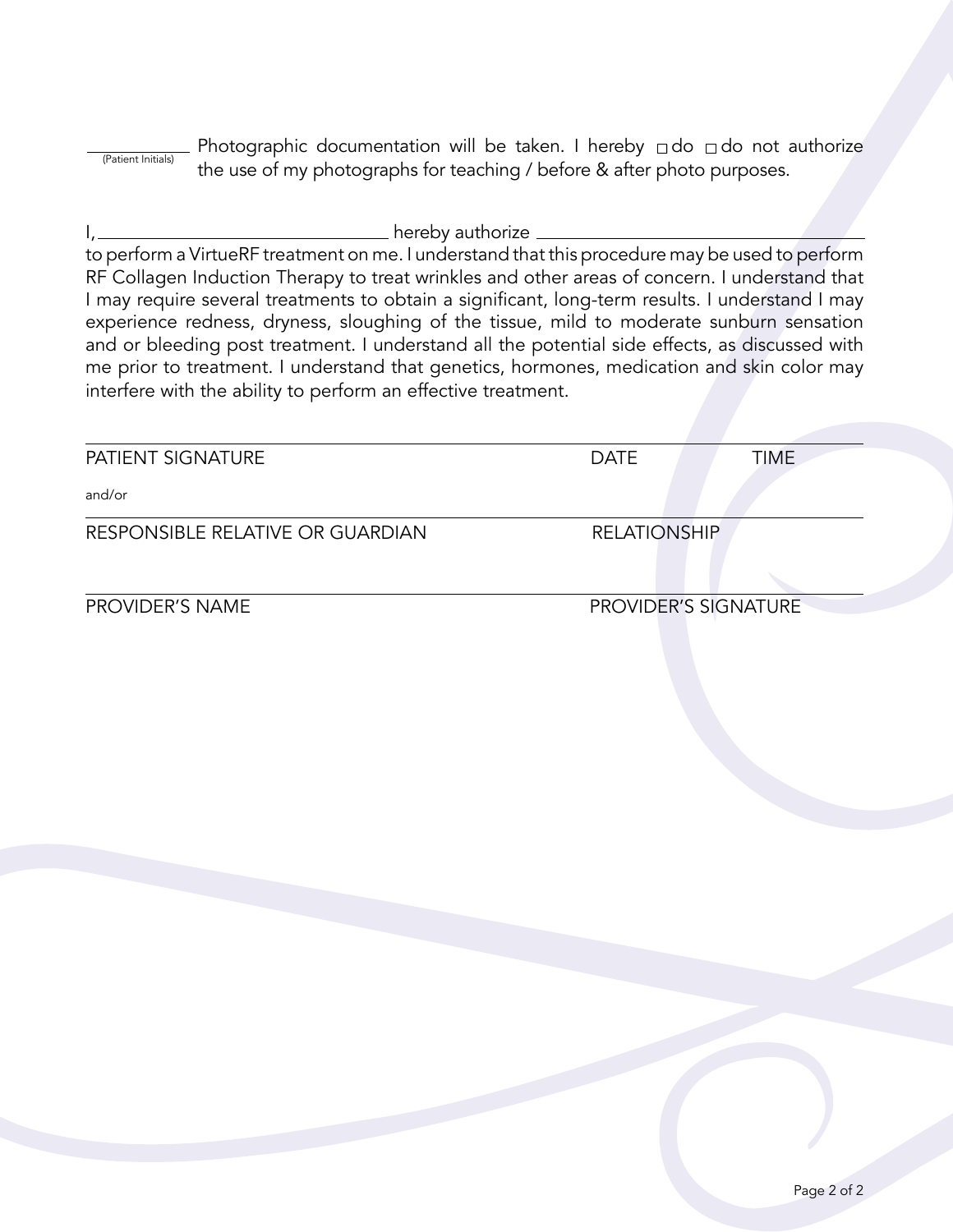\_\_\_\_\_\_\_\_\_\_ (Patient Initials) Photographic documentation will be taken. I hereby ☐ do ☐ do not authorize the use of my photographs for teaching / before & after photo purposes.

I, \_\_\_\_\_\_\_\_\_\_\_\_\_\_\_\_\_\_\_\_\_\_\_\_\_\_\_\_\_\_ hereby authorize \_\_\_\_\_\_\_\_\_\_\_\_\_\_\_\_\_\_\_\_\_\_\_\_\_\_\_\_\_\_ to perform a VirtueRF treatment on me. I understand that this procedure may be used to perform RF Collagen Induction Therapy to treat wrinkles and other areas of concern. I understand that I may require several treatments to obtain a significant, long-term results. I understand I may experience redness, dryness, sloughing of the tissue, mild to moderate sunburn sensation and or bleeding post treatment. I understand all the potential side effects, as discussed with me prior to treatment. I understand that genetics, hormones, medication and skin color may interfere with the ability to perform an effective treatment.

\_\_\_\_\_\_\_\_\_\_\_\_\_\_\_\_\_\_\_\_\_\_\_\_\_\_\_\_\_\_\_\_\_\_\_\_\_\_\_\_\_\_\_\_\_\_\_\_\_\_\_\_\_\_\_\_
PATIENT SIGNATURE DATE TIME

and/or

\_\_\_\_\_\_\_\_\_\_\_\_\_\_\_\_\_\_\_\_\_\_\_\_\_\_\_\_\_\_\_\_\_\_\_\_\_\_\_\_\_\_\_\_\_\_\_\_\_\_\_\_\_\_\_\_
RESPONSIBLE RELATIVE OR GUARDIAN RELATIONSHIP

\_\_\_\_\_\_\_\_\_\_\_\_\_\_\_\_\_\_\_\_\_\_\_\_\_\_\_\_\_\_\_\_\_\_\_\_\_\_\_\_\_\_\_\_\_\_\_\_\_\_\_\_\_\_\_\_
PROVIDER'S NAME PROVIDER'S SIGNATURE